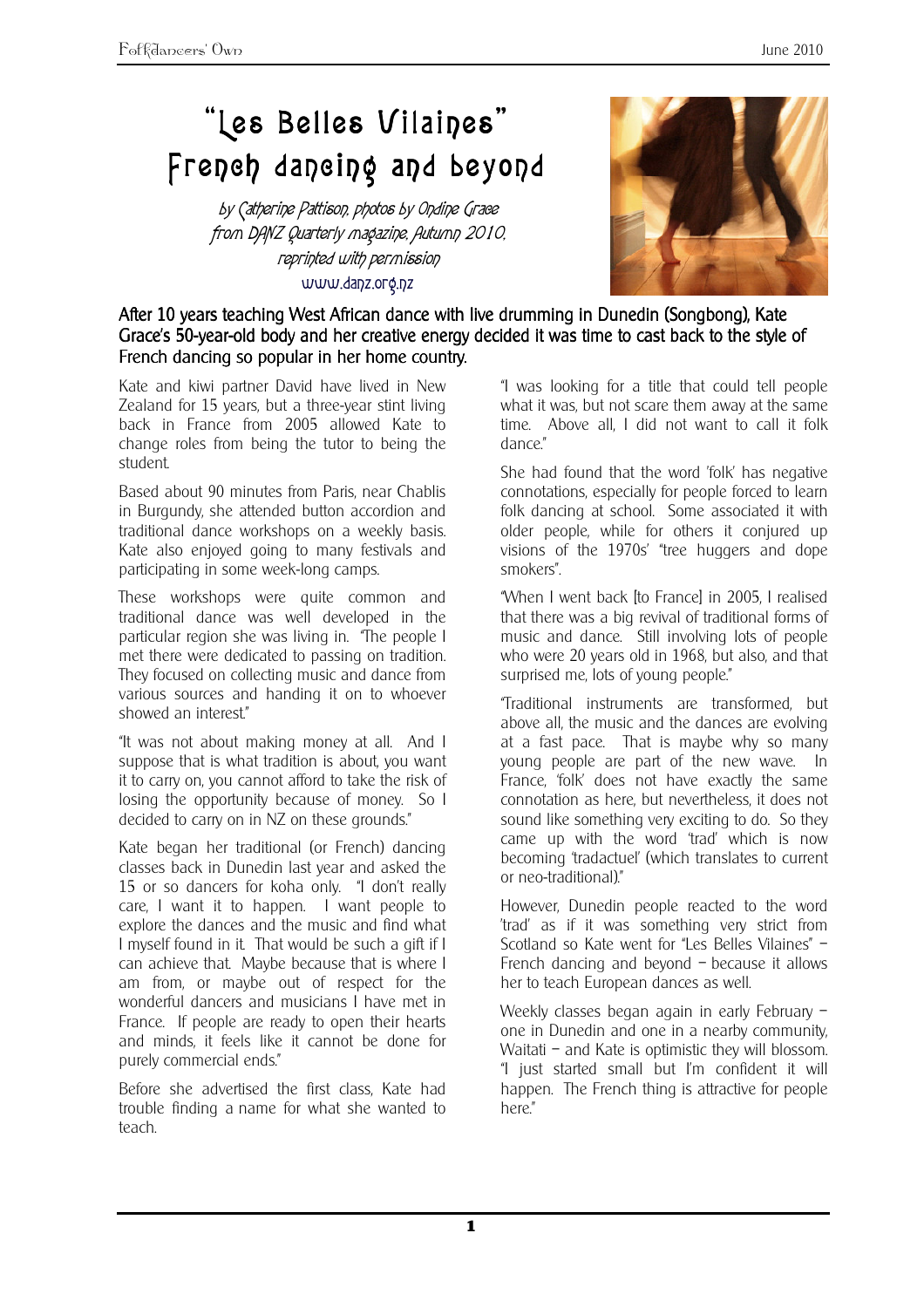# "Les Belles Vilaines" French dancing and beyond

*by Catherine Pattison, photos by Ondine Grace*
*from DANZ Quarterly magazine, Autumn 2010,*
*reprinted with permission*
www.danz.org.nz

**After 10 years teaching West African dance with live drumming in Dunedin (Songbong), Kate Grace's 50-year-old body and her creative energy decided it was time to cast back to the style of French dancing so popular in her home country.**

Kate and kiwi partner David have lived in New Zealand for 15 years, but a three-year stint living back in France from 2005 allowed Kate to change roles from being the tutor to being the student.

Based about 90 minutes from Paris, near Chablis in Burgundy, she attended button accordion and traditional dance workshops on a weekly basis. Kate also enjoyed going to many festivals and participating in some week-long camps.

These workshops were quite common and traditional dance was well developed in the particular region she was living in. "The people I met there were dedicated to passing on tradition. They focused on collecting music and dance from various sources and handing it on to whoever showed an interest."

"It was not about making money at all. And I suppose that is what tradition is about, you want it to carry on, you cannot afford to take the risk of losing the opportunity because of money. So I decided to carry on in NZ on these grounds."

Kate began her traditional (or French) dancing classes back in Dunedin last year and asked the 15 or so dancers for koha only. "I don't really care, I want it to happen. I want people to explore the dances and the music and find what I myself found in it. That would be such a gift if I can achieve that. Maybe because that is where I am from, or maybe out of respect for the wonderful dancers and musicians I have met in France. If people are ready to open their hearts and minds, it feels like it cannot be done for purely commercial ends."

Before she advertised the first class, Kate had trouble finding a name for what she wanted to teach.

"I was looking for a title that could tell people what it was, but not scare them away at the same time. Above all, I did not want to call it folk dance."

She had found that the word 'folk' has negative connotations, especially for people forced to learn folk dancing at school. Some associated it with older people, while for others it conjured up visions of the 1970s' "tree huggers and dope smokers".

"When I went back [to France] in 2005, I realised that there was a big revival of traditional forms of music and dance. Still involving lots of people who were 20 years old in 1968, but also, and that surprised me, lots of young people."

"Traditional instruments are transformed, but above all, the music and the dances are evolving at a fast pace. That is maybe why so many young people are part of the new wave. In France, 'folk' does not have exactly the same connotation as here, but nevertheless, it does not sound like something very exciting to do. So they came up with the word 'trad' which is now becoming 'tradactuel' (which translates to current or neo-traditional)."

However, Dunedin people reacted to the word 'trad' as if it was something very strict from Scotland so Kate went for "Les Belles Vilaines" – French dancing and beyond – because it allows her to teach European dances as well.

Weekly classes began again in early February – one in Dunedin and one in a nearby community, Waitati – and Kate is optimistic they will blossom. "I just started small but I'm confident it will happen. The French thing is attractive for people here."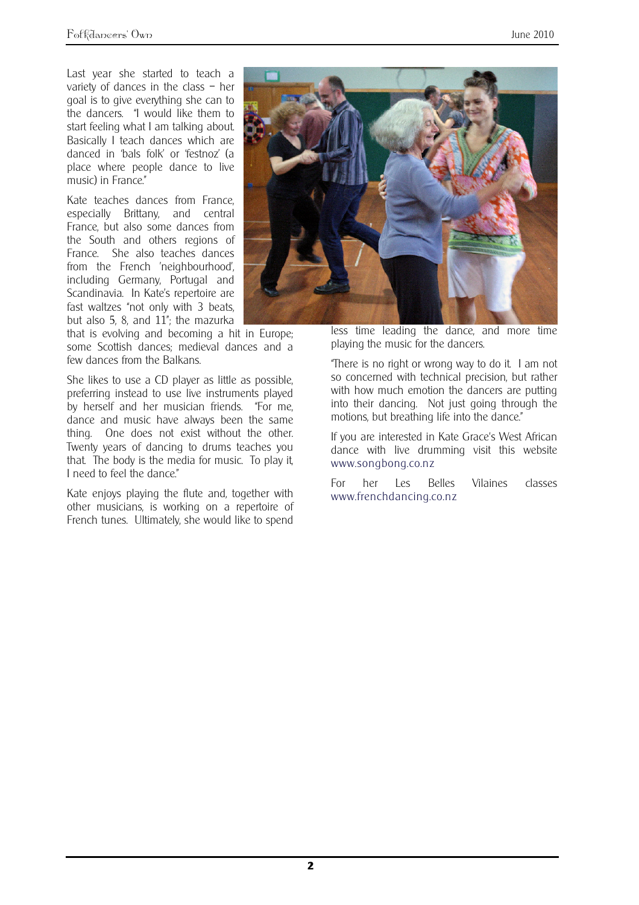Last year she started to teach a variety of dances in the class – her goal is to give everything she can to the dancers. "I would like them to start feeling what I am talking about. Basically I teach dances which are danced in 'bals folk' or 'festnoz' (a place where people dance to live music) in France."

Kate teaches dances from France, especially Brittany, and central France, but also some dances from the South and others regions of France. She also teaches dances from the French 'neighbourhood', including Germany, Portugal and Scandinavia. In Kate's repertoire are fast waltzes "not only with 3 beats, but also 5, 8, and 11"; the mazurka that is evolving and becoming a hit in Europe; some Scottish dances; medieval dances and a few dances from the Balkans.

She likes to use a CD player as little as possible, preferring instead to use live instruments played by herself and her musician friends. "For me, dance and music have always been the same thing. One does not exist without the other. Twenty years of dancing to drums teaches you that. The body is the media for music. To play it, I need to feel the dance."

Kate enjoys playing the flute and, together with other musicians, is working on a repertoire of French tunes. Ultimately, she would like to spend less time leading the dance, and more time playing the music for the dancers.

"There is no right or wrong way to do it. I am not so concerned with technical precision, but rather with how much emotion the dancers are putting into their dancing. Not just going through the motions, but breathing life into the dance."

If you are interested in Kate Grace's West African dance with live drumming visit this website www.songbong.co.nz

For her Les Belles Vilaines classes www.frenchdancing.co.nz